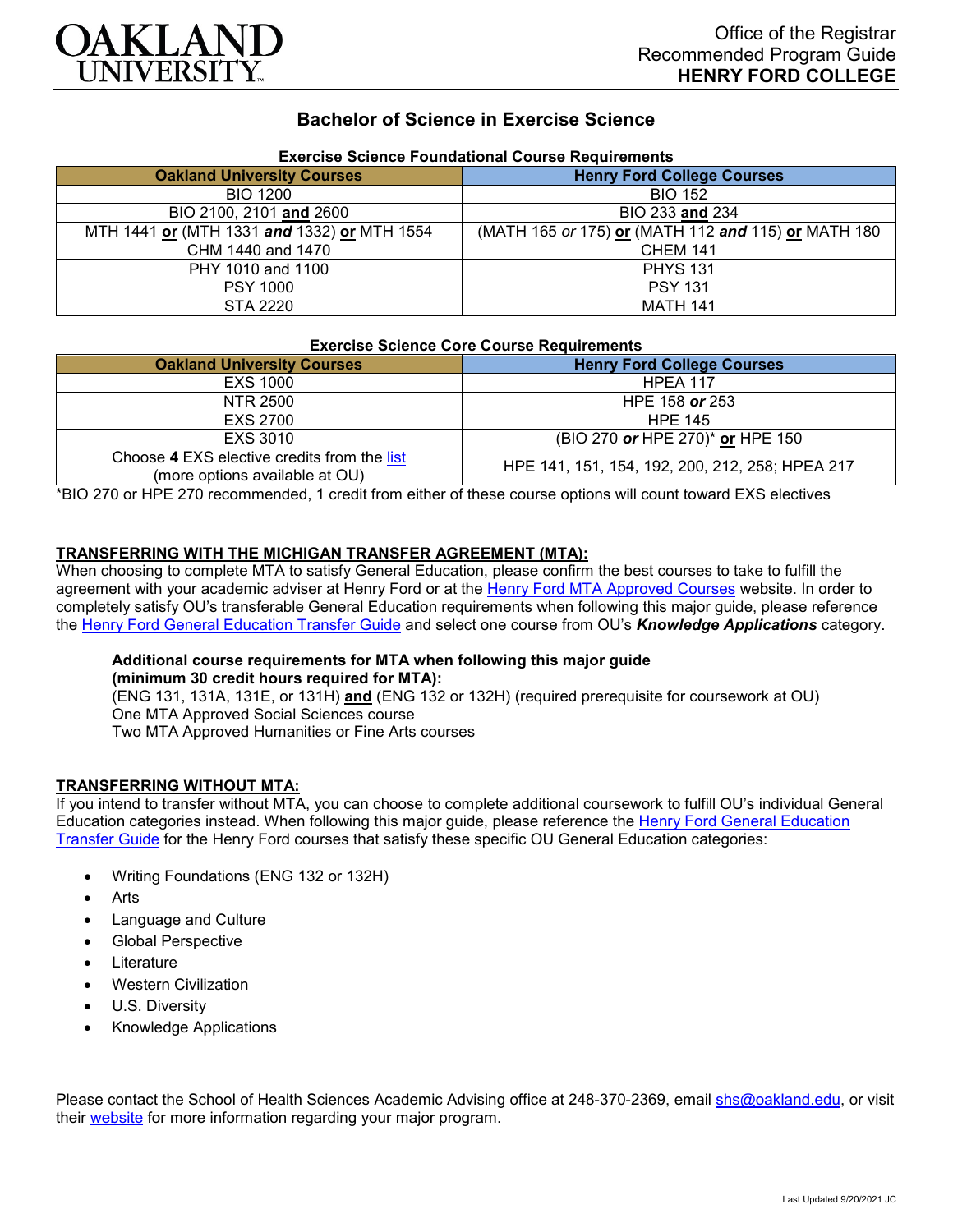Office of the Registrar
Recommended Program Guide
**HENRY FORD COLLEGE**

# Bachelor of Science in Exercise Science

**Exercise Science Foundational Course Requirements**

| Oakland University Courses | Henry Ford College Courses |
|---|---|
| BIO 1200 | BIO 152 |
| BIO 2100, 2101 **and** 2600 | BIO 233 **and** 234 |
| MTH 1441 **or** (MTH 1331 ***and*** 1332) **or** MTH 1554 | (MATH 165 *or* 175) **or** (MATH 112 ***and*** 115) **or** MATH 180 |
| CHM 1440 and 1470 | CHEM 141 |
| PHY 1010 and 1100 | PHYS 131 |
| PSY 1000 | PSY 131 |
| STA 2220 | MATH 141 |

**Exercise Science Core Course Requirements**

| Oakland University Courses | Henry Ford College Courses |
|---|---|
| EXS 1000 | HPEA 117 |
| NTR 2500 | HPE 158 ***or*** 253 |
| EXS 2700 | HPE 145 |
| EXS 3010 | (BIO 270 ***or*** HPE 270)* **or** HPE 150 |
| Choose **4** EXS elective credits from the list (more options available at OU) | HPE 141, 151, 154, 192, 200, 212, 258; HPEA 217 |

*BIO 270 or HPE 270 recommended, 1 credit from either of these course options will count toward EXS electives

**TRANSFERRING WITH THE MICHIGAN TRANSFER AGREEMENT (MTA):**

When choosing to complete MTA to satisfy General Education, please confirm the best courses to take to fulfill the agreement with your academic adviser at Henry Ford or at the Henry Ford MTA Approved Courses website. In order to completely satisfy OU's transferable General Education requirements when following this major guide, please reference the Henry Ford General Education Transfer Guide and select one course from OU's ***Knowledge Applications*** category.

**Additional course requirements for MTA when following this major guide (minimum 30 credit hours required for MTA):**
(ENG 131, 131A, 131E, or 131H) **and** (ENG 132 or 132H) (required prerequisite for coursework at OU)
One MTA Approved Social Sciences course
Two MTA Approved Humanities or Fine Arts courses

**TRANSFERRING WITHOUT MTA:**

If you intend to transfer without MTA, you can choose to complete additional coursework to fulfill OU's individual General Education categories instead. When following this major guide, please reference the Henry Ford General Education Transfer Guide for the Henry Ford courses that satisfy these specific OU General Education categories:

- Writing Foundations (ENG 132 or 132H)
- Arts
- Language and Culture
- Global Perspective
- Literature
- Western Civilization
- U.S. Diversity
- Knowledge Applications

Please contact the School of Health Sciences Academic Advising office at 248-370-2369, email shs@oakland.edu, or visit their website for more information regarding your major program.

Last Updated 9/20/2021 JC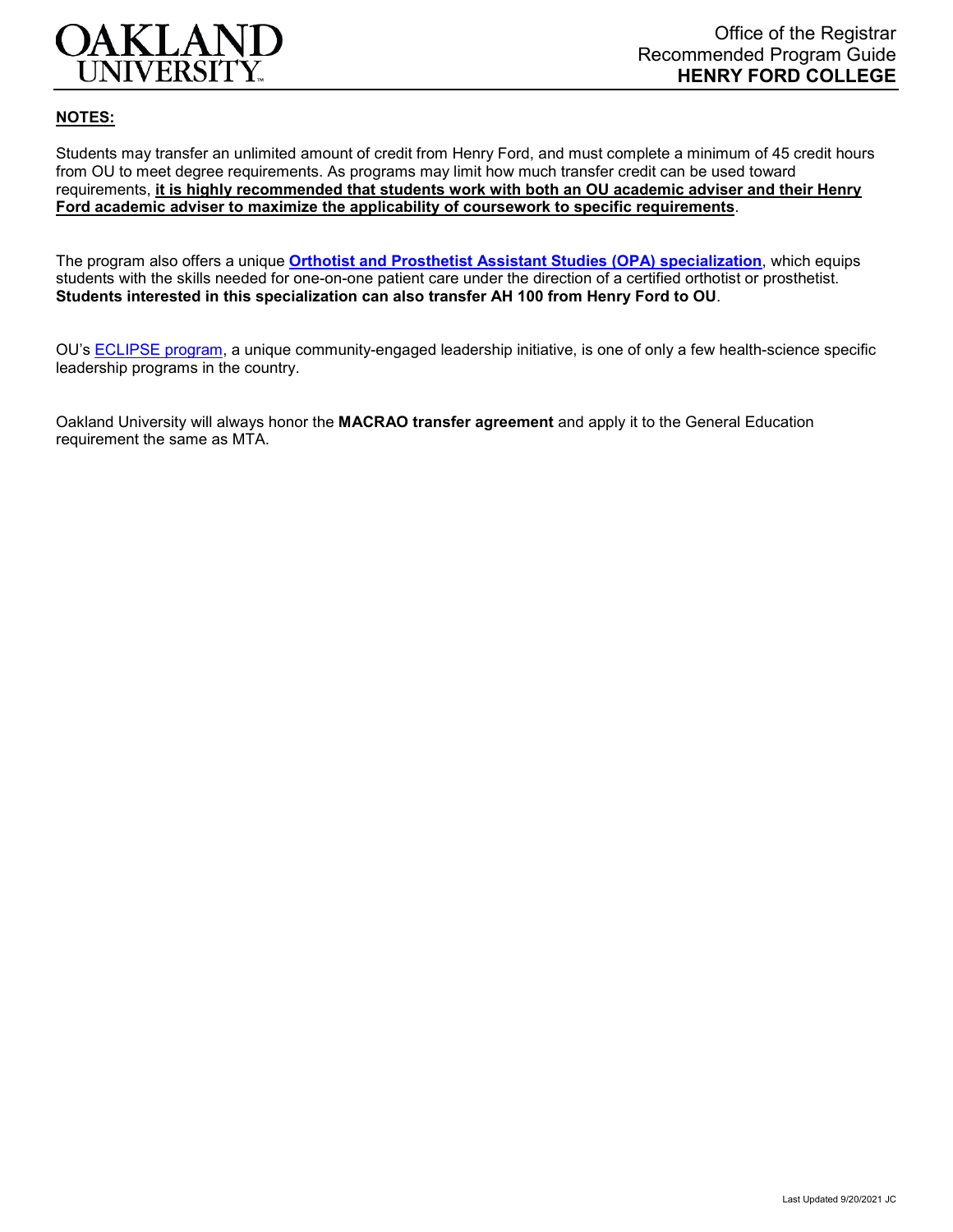**NOTES:**

Students may transfer an unlimited amount of credit from Henry Ford, and must complete a minimum of 45 credit hours from OU to meet degree requirements. As programs may limit how much transfer credit can be used toward requirements, **it is highly recommended that students work with both an OU academic adviser and their Henry Ford academic adviser to maximize the applicability of coursework to specific requirements**.

The program also offers a unique **Orthotist and Prosthetist Assistant Studies (OPA) specialization**, which equips students with the skills needed for one-on-one patient care under the direction of a certified orthotist or prosthetist. **Students interested in this specialization can also transfer AH 100 from Henry Ford to OU**.

OU's ECLIPSE program, a unique community-engaged leadership initiative, is one of only a few health-science specific leadership programs in the country.

Oakland University will always honor the **MACRAO transfer agreement** and apply it to the General Education requirement the same as MTA.